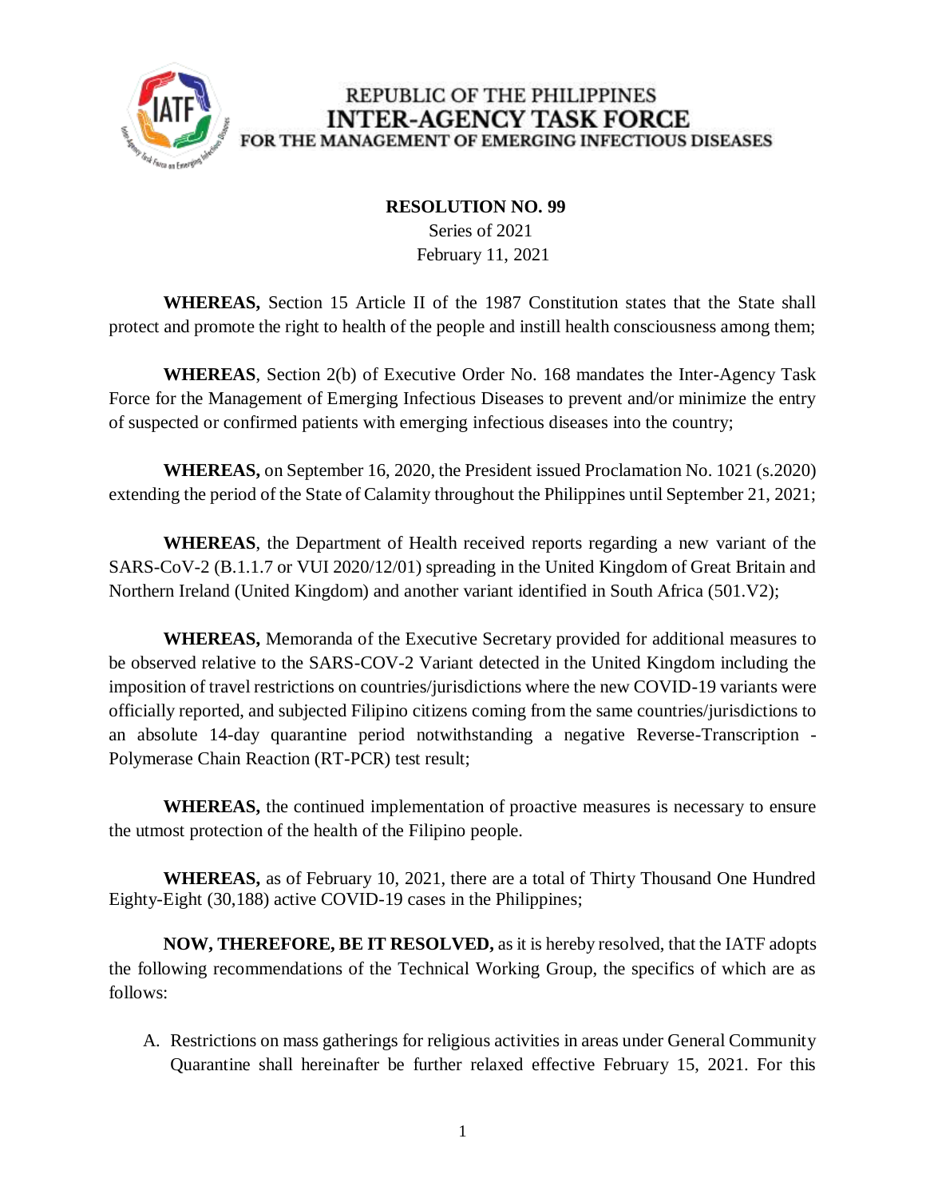REPUBLIC OF THE PHILIPPINES
**INTER-AGENCY TASK FORCE**
FOR THE MANAGEMENT OF EMERGING INFECTIOUS DISEASES

**RESOLUTION NO. 99**
Series of 2021
February 11, 2021

**WHEREAS,** Section 15 Article II of the 1987 Constitution states that the State shall protect and promote the right to health of the people and instill health consciousness among them;

**WHEREAS**, Section 2(b) of Executive Order No. 168 mandates the Inter-Agency Task Force for the Management of Emerging Infectious Diseases to prevent and/or minimize the entry of suspected or confirmed patients with emerging infectious diseases into the country;

**WHEREAS,** on September 16, 2020, the President issued Proclamation No. 1021 (s.2020) extending the period of the State of Calamity throughout the Philippines until September 21, 2021;

**WHEREAS**, the Department of Health received reports regarding a new variant of the SARS-CoV-2 (B.1.1.7 or VUI 2020/12/01) spreading in the United Kingdom of Great Britain and Northern Ireland (United Kingdom) and another variant identified in South Africa (501.V2);

**WHEREAS,** Memoranda of the Executive Secretary provided for additional measures to be observed relative to the SARS-COV-2 Variant detected in the United Kingdom including the imposition of travel restrictions on countries/jurisdictions where the new COVID-19 variants were officially reported, and subjected Filipino citizens coming from the same countries/jurisdictions to an absolute 14-day quarantine period notwithstanding a negative Reverse-Transcription - Polymerase Chain Reaction (RT-PCR) test result;

**WHEREAS,** the continued implementation of proactive measures is necessary to ensure the utmost protection of the health of the Filipino people.

**WHEREAS,** as of February 10, 2021, there are a total of Thirty Thousand One Hundred Eighty-Eight (30,188) active COVID-19 cases in the Philippines;

**NOW, THEREFORE, BE IT RESOLVED,** as it is hereby resolved, that the IATF adopts the following recommendations of the Technical Working Group, the specifics of which are as follows:

A. Restrictions on mass gatherings for religious activities in areas under General Community Quarantine shall hereinafter be further relaxed effective February 15, 2021. For this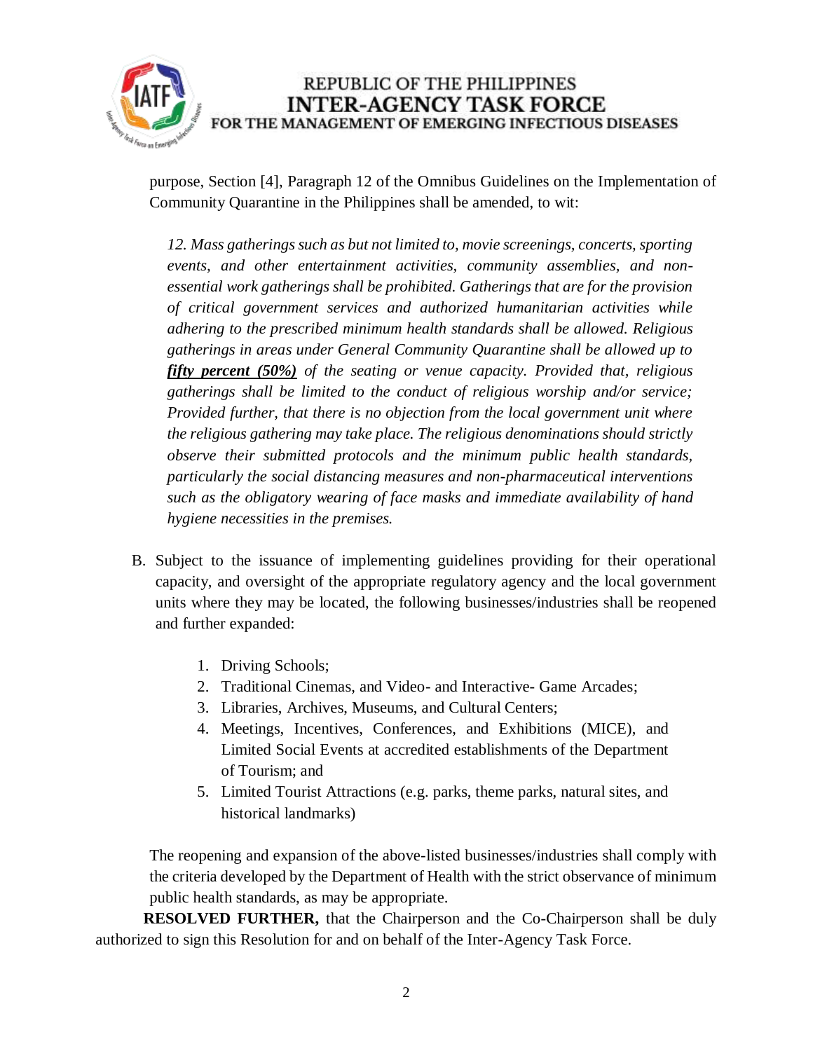purpose, Section [4], Paragraph 12 of the Omnibus Guidelines on the Implementation of Community Quarantine in the Philippines shall be amended, to wit:

> *12. Mass gatherings such as but not limited to, movie screenings, concerts, sporting events, and other entertainment activities, community assemblies, and non-essential work gatherings shall be prohibited. Gatherings that are for the provision of critical government services and authorized humanitarian activities while adhering to the prescribed minimum health standards shall be allowed. Religious gatherings in areas under General Community Quarantine shall be allowed up to* ***fifty percent (50%)*** *of the seating or venue capacity. Provided that, religious gatherings shall be limited to the conduct of religious worship and/or service; Provided further, that there is no objection from the local government unit where the religious gathering may take place. The religious denominations should strictly observe their submitted protocols and the minimum public health standards, particularly the social distancing measures and non-pharmaceutical interventions such as the obligatory wearing of face masks and immediate availability of hand hygiene necessities in the premises.*

B. Subject to the issuance of implementing guidelines providing for their operational capacity, and oversight of the appropriate regulatory agency and the local government units where they may be located, the following businesses/industries shall be reopened and further expanded:

1. Driving Schools;
2. Traditional Cinemas, and Video- and Interactive- Game Arcades;
3. Libraries, Archives, Museums, and Cultural Centers;
4. Meetings, Incentives, Conferences, and Exhibitions (MICE), and Limited Social Events at accredited establishments of the Department of Tourism; and
5. Limited Tourist Attractions (e.g. parks, theme parks, natural sites, and historical landmarks)

The reopening and expansion of the above-listed businesses/industries shall comply with the criteria developed by the Department of Health with the strict observance of minimum public health standards, as may be appropriate.

**RESOLVED FURTHER,** that the Chairperson and the Co-Chairperson shall be duly authorized to sign this Resolution for and on behalf of the Inter-Agency Task Force.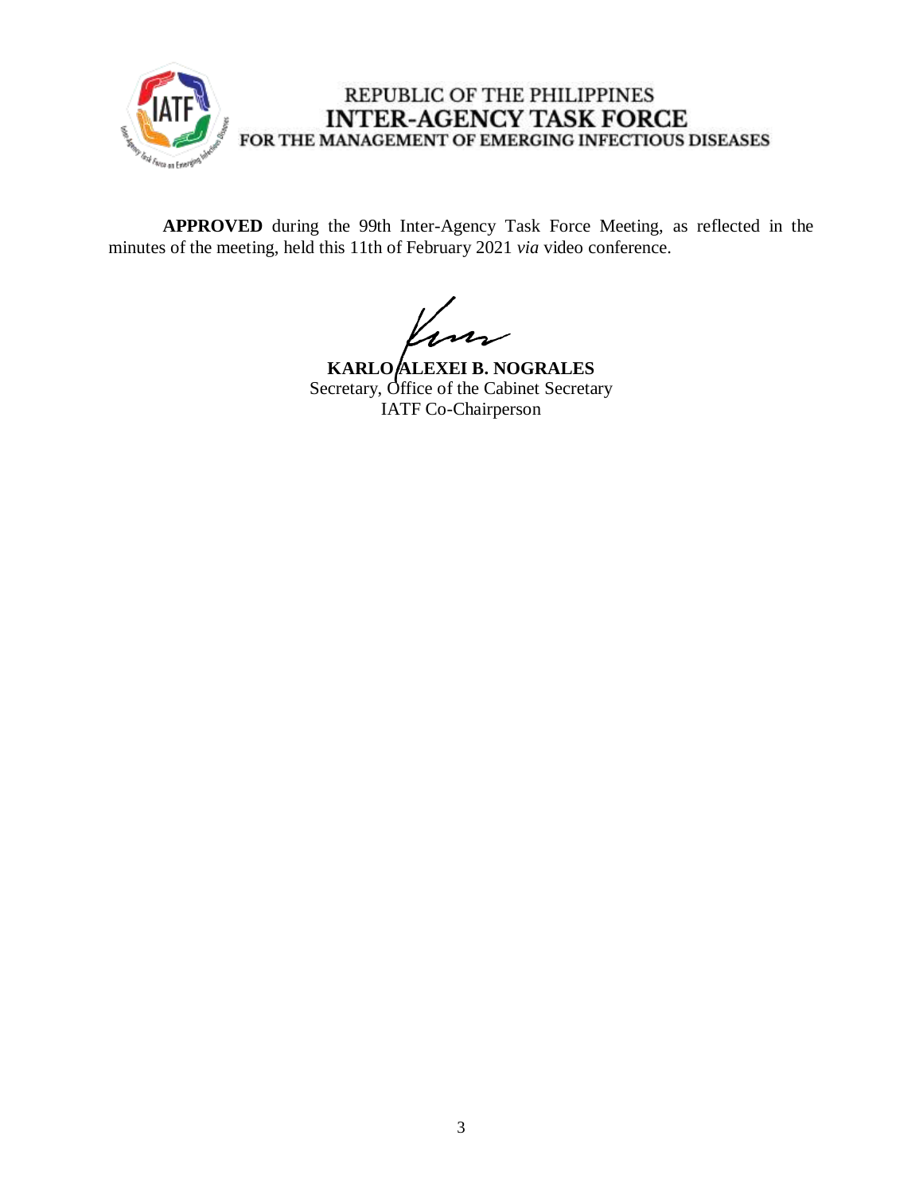REPUBLIC OF THE PHILIPPINES
**INTER-AGENCY TASK FORCE**
**FOR THE MANAGEMENT OF EMERGING INFECTIOUS DISEASES**

**APPROVED** during the 99th Inter-Agency Task Force Meeting, as reflected in the minutes of the meeting, held this 11th of February 2021 *via* video conference.

**KARLO ALEXEI B. NOGRALES**
Secretary, Office of the Cabinet Secretary
IATF Co-Chairperson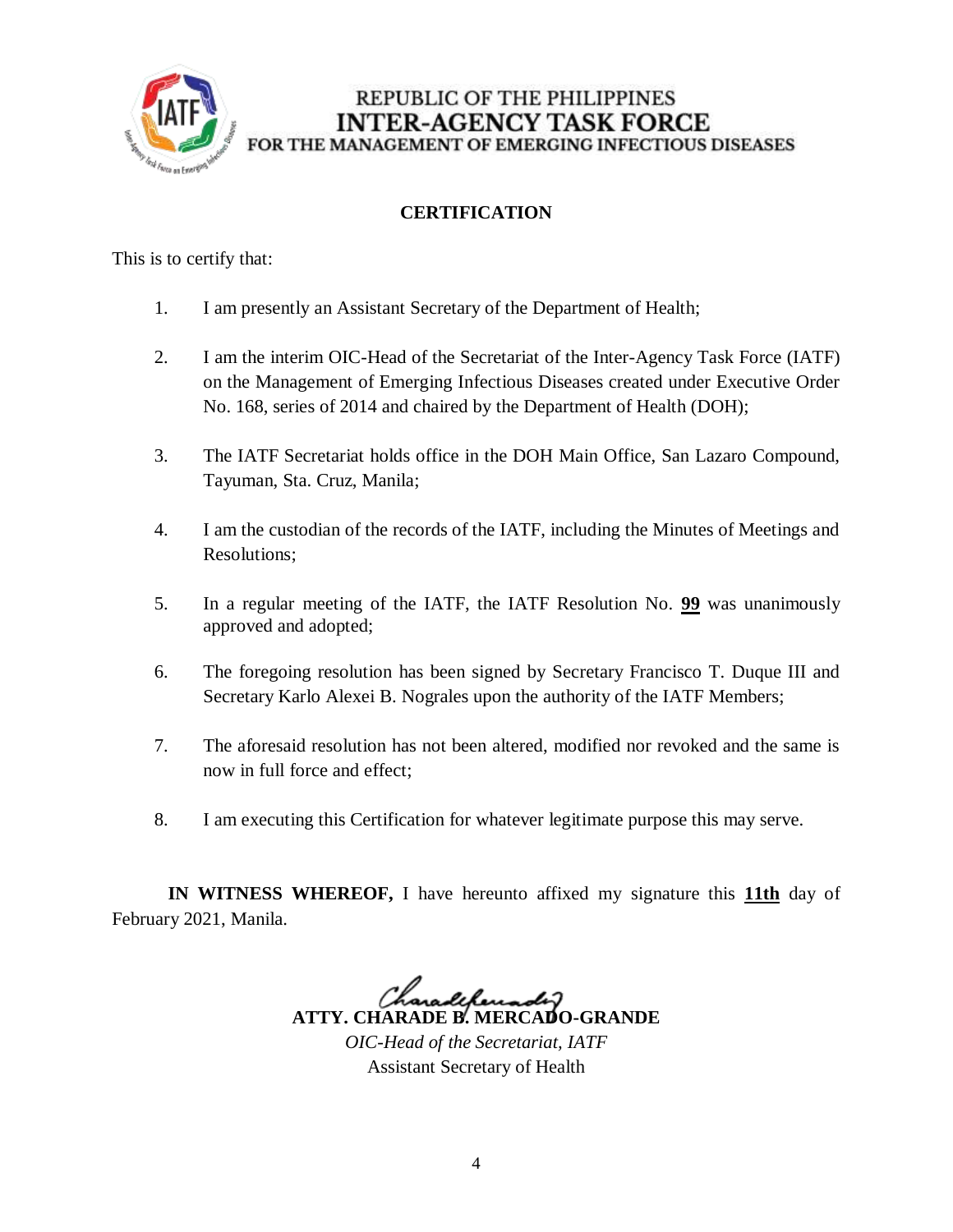REPUBLIC OF THE PHILIPPINES
**INTER-AGENCY TASK FORCE**
FOR THE MANAGEMENT OF EMERGING INFECTIOUS DISEASES

## CERTIFICATION

This is to certify that:

1. I am presently an Assistant Secretary of the Department of Health;

2. I am the interim OIC-Head of the Secretariat of the Inter-Agency Task Force (IATF) on the Management of Emerging Infectious Diseases created under Executive Order No. 168, series of 2014 and chaired by the Department of Health (DOH);

3. The IATF Secretariat holds office in the DOH Main Office, San Lazaro Compound, Tayuman, Sta. Cruz, Manila;

4. I am the custodian of the records of the IATF, including the Minutes of Meetings and Resolutions;

5. In a regular meeting of the IATF, the IATF Resolution No. **99** was unanimously approved and adopted;

6. The foregoing resolution has been signed by Secretary Francisco T. Duque III and Secretary Karlo Alexei B. Nograles upon the authority of the IATF Members;

7. The aforesaid resolution has not been altered, modified nor revoked and the same is now in full force and effect;

8. I am executing this Certification for whatever legitimate purpose this may serve.

**IN WITNESS WHEREOF,** I have hereunto affixed my signature this **11th** day of February 2021, Manila.

**ATTY. CHARADE B. MERCADO-GRANDE**
*OIC-Head of the Secretariat, IATF*
Assistant Secretary of Health